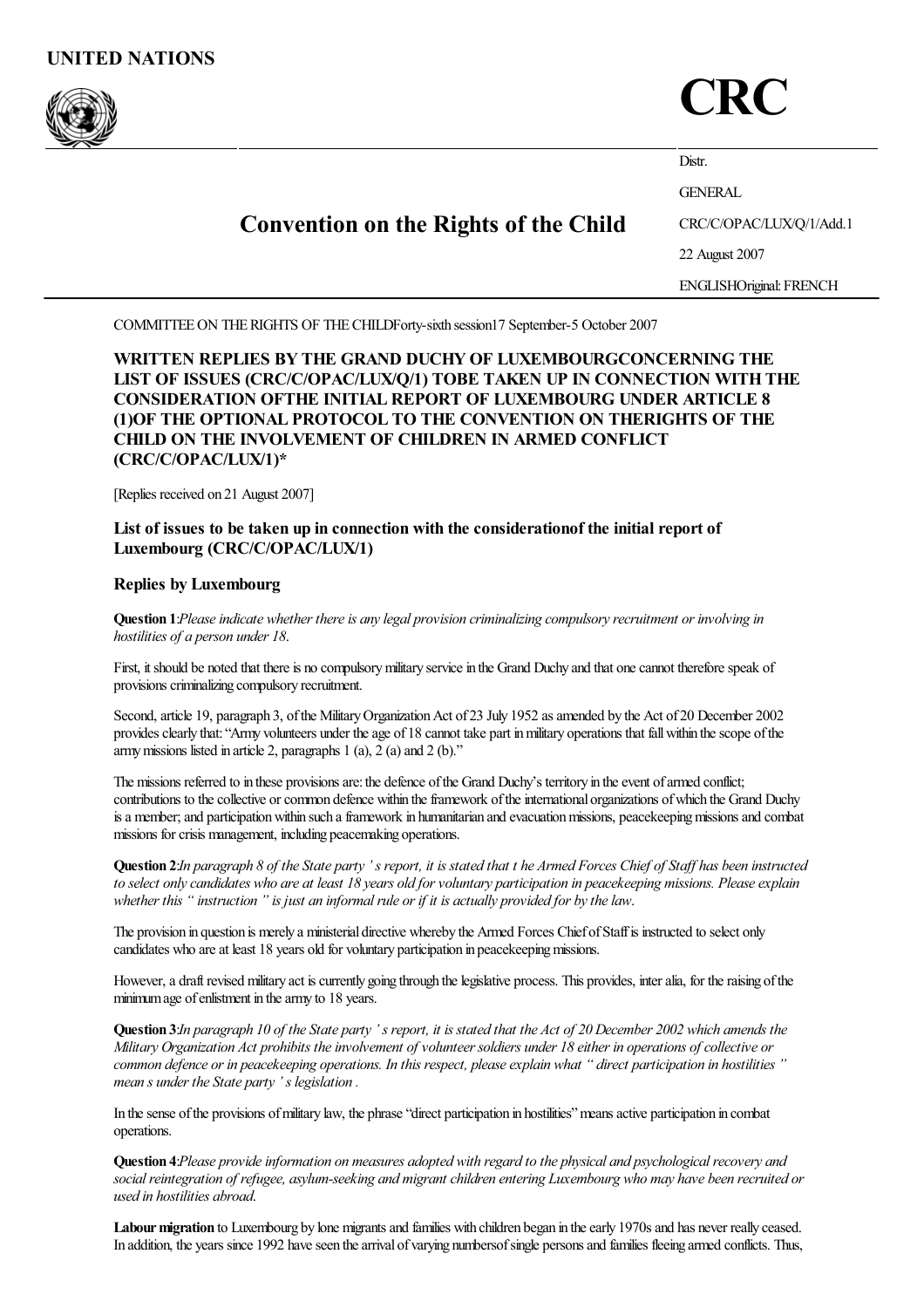**UNITED NATIONS**

# CRC

Distr.
GENERAL
CRC/C/OPAC/LUX/Q/1/Add.1
22 August 2007
ENGLISH
Original: FRENCH

## Convention on the Rights of the Child

COMMITTEE ON THE RIGHTS OF THE CHILD
Forty-sixth session
17 September-5 October 2007

### WRITTEN REPLIES BY THE GRAND DUCHY OF LUXEMBOURG CONCERNING THE LIST OF ISSUES (CRC/C/OPAC/LUX/Q/1) TO BE TAKEN UP IN CONNECTION WITH THE CONSIDERATION OF THE INITIAL REPORT OF LUXEMBOURG UNDER ARTICLE 8 (1) OF THE OPTIONAL PROTOCOL TO THE CONVENTION ON THE RIGHTS OF THE CHILD ON THE INVOLVEMENT OF CHILDREN IN ARMED CONFLICT (CRC/C/OPAC/LUX/1)*

[Replies received on 21 August 2007]

### List of issues to be taken up in connection with the consideration of the initial report of Luxembourg (CRC/C/OPAC/LUX/1)

### Replies by Luxembourg

**Question 1**: *Please indicate whether there is any legal provision criminalizing compulsory recruitment or involving in hostilities of a person under 18.*

First, it should be noted that there is no compulsory military service in the Grand Duchy and that one cannot therefore speak of provisions criminalizing compulsory recruitment.

Second, article 19, paragraph 3, of the Military Organization Act of 23 July 1952 as amended by the Act of 20 December 2002 provides clearly that: "Army volunteers under the age of 18 cannot take part in military operations that fall within the scope of the army missions listed in article 2, paragraphs 1 (a), 2 (a) and 2 (b)."

The missions referred to in these provisions are: the defence of the Grand Duchy's territory in the event of armed conflict; contributions to the collective or common defence within the framework of the international organizations of which the Grand Duchy is a member; and participation within such a framework in humanitarian and evacuation missions, peacekeeping missions and combat missions for crisis management, including peacemaking operations.

**Question 2**: *In paragraph 8 of the State party's report, it is stated that the Armed Forces Chief of Staff has been instructed to select only candidates who are at least 18 years old for voluntary participation in peacekeeping missions. Please explain whether this "instruction" is just an informal rule or if it is actually provided for by the law.*

The provision in question is merely a ministerial directive whereby the Armed Forces Chief of Staff is instructed to select only candidates who are at least 18 years old for voluntary participation in peacekeeping missions.

However, a draft revised military act is currently going through the legislative process. This provides, inter alia, for the raising of the minimum age of enlistment in the army to 18 years.

**Question 3**: *In paragraph 10 of the State party's report, it is stated that the Act of 20 December 2002 which amends the Military Organization Act prohibits the involvement of volunteer soldiers under 18 either in operations of collective or common defence or in peacekeeping operations. In this respect, please explain what "direct participation in hostilities" means under the State party's legislation.*

In the sense of the provisions of military law, the phrase "direct participation in hostilities" means active participation in combat operations.

**Question 4**: *Please provide information on measures adopted with regard to the physical and psychological recovery and social reintegration of refugee, asylum-seeking and migrant children entering Luxembourg who may have been recruited or used in hostilities abroad.*

**Labour migration** to Luxembourg by lone migrants and families with children began in the early 1970s and has never really ceased. In addition, the years since 1992 have seen the arrival of varying numbers of single persons and families fleeing armed conflicts. Thus,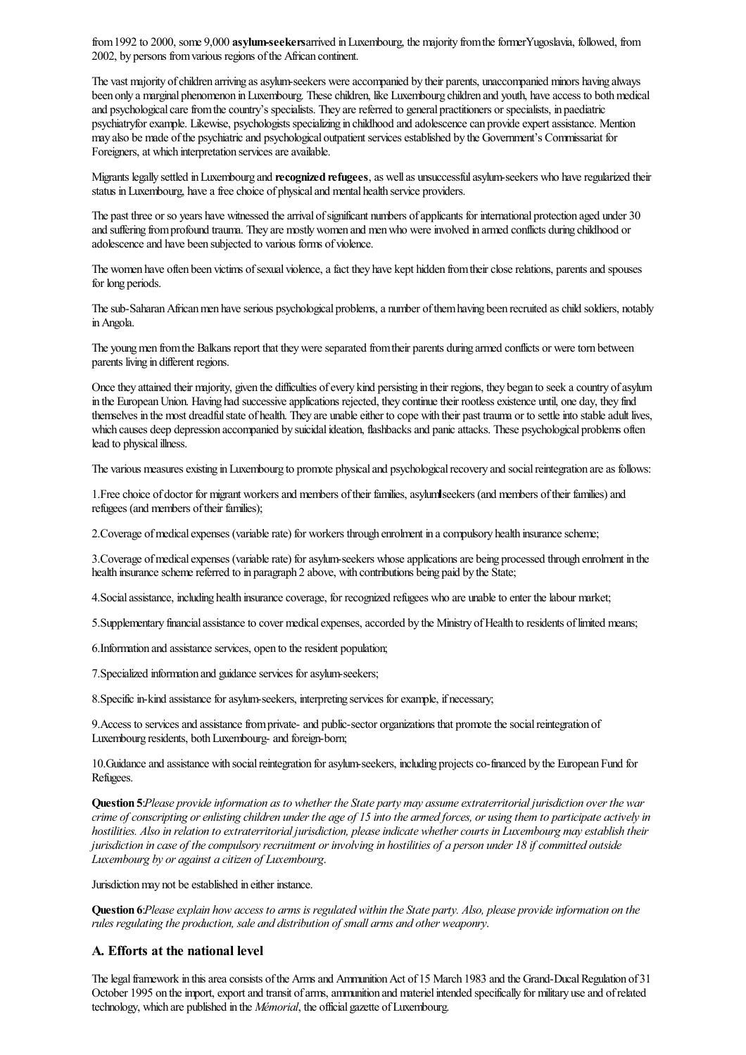from 1992 to 2000, some 9,000 **asylum-seekers** arrived in Luxembourg, the majority from the former Yugoslavia, followed, from 2002, by persons from various regions of the African continent.

The vast majority of children arriving as asylum-seekers were accompanied by their parents, unaccompanied minors having always been only a marginal phenomenon in Luxembourg. These children, like Luxembourg children and youth, have access to both medical and psychological care from the country's specialists. They are referred to general practitioners or specialists, in paediatric psychiatryfor example. Likewise, psychologists specializing in childhood and adolescence can provide expert assistance. Mention may also be made of the psychiatric and psychological outpatient services established by the Government's Commissariat for Foreigners, at which interpretation services are available.

Migrants legally settled in Luxembourg and **recognized refugees**, as well as unsuccessful asylum-seekers who have regularized their status in Luxembourg, have a free choice of physical and mental health service providers.

The past three or so years have witnessed the arrival of significant numbers of applicants for international protection aged under 30 and suffering from profound trauma. They are mostly women and men who were involved in armed conflicts during childhood or adolescence and have been subjected to various forms of violence.

The women have often been victims of sexual violence, a fact they have kept hidden from their close relations, parents and spouses for long periods.

The sub-Saharan African men have serious psychological problems, a number of them having been recruited as child soldiers, notably in Angola.

The young men from the Balkans report that they were separated from their parents during armed conflicts or were torn between parents living in different regions.

Once they attained their majority, given the difficulties of every kind persisting in their regions, they began to seek a country of asylum in the European Union. Having had successive applications rejected, they continue their rootless existence until, one day, they find themselves in the most dreadful state of health. They are unable either to cope with their past trauma or to settle into stable adult lives, which causes deep depression accompanied by suicidal ideation, flashbacks and panic attacks. These psychological problems often lead to physical illness.

The various measures existing in Luxembourg to promote physical and psychological recovery and social reintegration are as follows:

1. Free choice of doctor for migrant workers and members of their families, asylum-seekers (and members of their families) and refugees (and members of their families);

2. Coverage of medical expenses (variable rate) for workers through enrolment in a compulsory health insurance scheme;

3. Coverage of medical expenses (variable rate) for asylum-seekers whose applications are being processed through enrolment in the health insurance scheme referred to in paragraph 2 above, with contributions being paid by the State;

4. Social assistance, including health insurance coverage, for recognized refugees who are unable to enter the labour market;

5. Supplementary financial assistance to cover medical expenses, accorded by the Ministry of Health to residents of limited means;

6. Information and assistance services, open to the resident population;

7. Specialized information and guidance services for asylum-seekers;

8. Specific in-kind assistance for asylum-seekers, interpreting services for example, if necessary;

9. Access to services and assistance from private- and public-sector organizations that promote the social reintegration of Luxembourg residents, both Luxembourg- and foreign-born;

10. Guidance and assistance with social reintegration for asylum-seekers, including projects co-financed by the European Fund for Refugees.

**Question 5**: *Please provide information as to whether the State party may assume extraterritorial jurisdiction over the war crime of conscripting or enlisting children under the age of 15 into the armed forces, or using them to participate actively in hostilities. Also in relation to extraterritorial jurisdiction, please indicate whether courts in Luxembourg may establish their jurisdiction in case of the compulsory recruitment or involving in hostilities of a person under 18 if committed outside Luxembourg by or against a citizen of Luxembourg.*

Jurisdiction may not be established in either instance.

**Question 6**: *Please explain how access to arms is regulated within the State party. Also, please provide information on the rules regulating the production, sale and distribution of small arms and other weaponry.*

## A. Efforts at the national level

The legal framework in this area consists of the Arms and Ammunition Act of 15 March 1983 and the Grand-Ducal Regulation of 31 October 1995 on the import, export and transit of arms, ammunition and materiel intended specifically for military use and of related technology, which are published in the *Mémorial*, the official gazette of Luxembourg.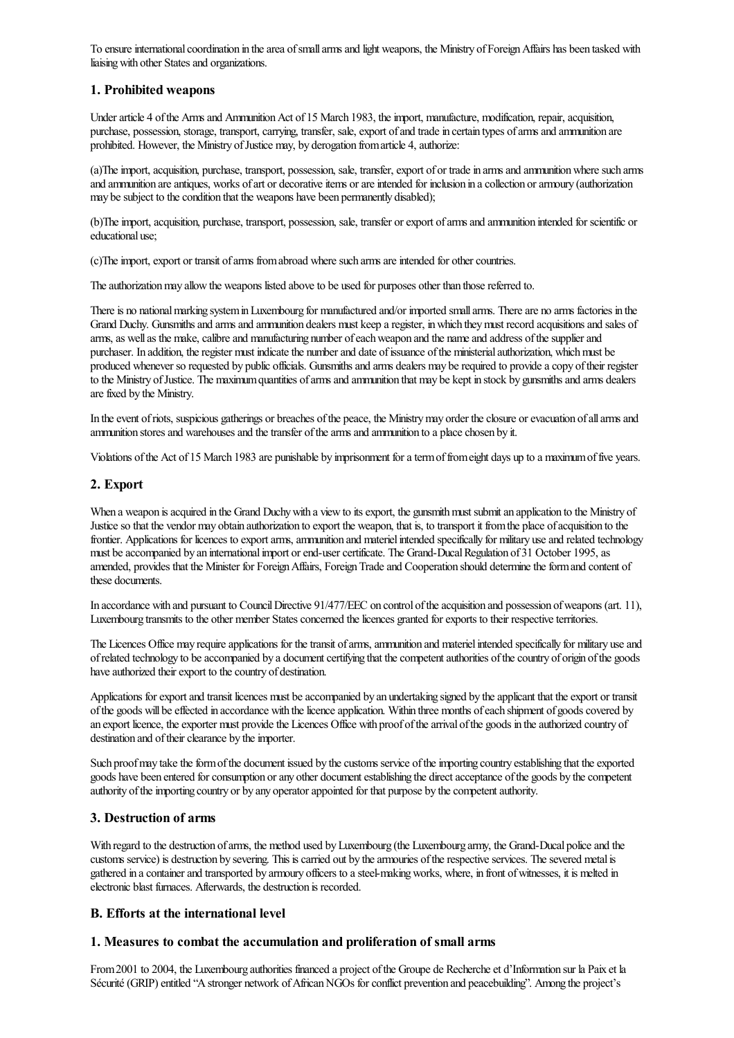To ensure international coordination in the area of small arms and light weapons, the Ministry of Foreign Affairs has been tasked with liaising with other States and organizations.

### 1. Prohibited weapons

Under article 4 of the Arms and Ammunition Act of 15 March 1983, the import, manufacture, modification, repair, acquisition, purchase, possession, storage, transport, carrying, transfer, sale, export of and trade in certain types of arms and ammunition are prohibited. However, the Ministry of Justice may, by derogation from article 4, authorize:

(a)The import, acquisition, purchase, transport, possession, sale, transfer, export of or trade in arms and ammunition where such arms and ammunition are antiques, works of art or decorative items or are intended for inclusion in a collection or armoury (authorization may be subject to the condition that the weapons have been permanently disabled);

(b)The import, acquisition, purchase, transport, possession, sale, transfer or export of arms and ammunition intended for scientific or educational use;

(c)The import, export or transit of arms from abroad where such arms are intended for other countries.

The authorization may allow the weapons listed above to be used for purposes other than those referred to.

There is no national marking system in Luxembourg for manufactured and/or imported small arms. There are no arms factories in the Grand Duchy. Gunsmiths and arms and ammunition dealers must keep a register, in which they must record acquisitions and sales of arms, as well as the make, calibre and manufacturing number of each weapon and the name and address of the supplier and purchaser. In addition, the register must indicate the number and date of issuance of the ministerial authorization, which must be produced whenever so requested by public officials. Gunsmiths and arms dealers may be required to provide a copy of their register to the Ministry of Justice. The maximum quantities of arms and ammunition that may be kept in stock by gunsmiths and arms dealers are fixed by the Ministry.

In the event of riots, suspicious gatherings or breaches of the peace, the Ministry may order the closure or evacuation of all arms and ammunition stores and warehouses and the transfer of the arms and ammunition to a place chosen by it.

Violations of the Act of 15 March 1983 are punishable by imprisonment for a term of from eight days up to a maximum of five years.

### 2. Export

When a weapon is acquired in the Grand Duchy with a view to its export, the gunsmith must submit an application to the Ministry of Justice so that the vendor may obtain authorization to export the weapon, that is, to transport it from the place of acquisition to the frontier. Applications for licences to export arms, ammunition and materiel intended specifically for military use and related technology must be accompanied by an international import or end-user certificate. The Grand-Ducal Regulation of 31 October 1995, as amended, provides that the Minister for Foreign Affairs, Foreign Trade and Cooperation should determine the form and content of these documents.

In accordance with and pursuant to Council Directive 91/477/EEC on control of the acquisition and possession of weapons (art. 11), Luxembourg transmits to the other member States concerned the licences granted for exports to their respective territories.

The Licences Office may require applications for the transit of arms, ammunition and materiel intended specifically for military use and of related technology to be accompanied by a document certifying that the competent authorities of the country of origin of the goods have authorized their export to the country of destination.

Applications for export and transit licences must be accompanied by an undertaking signed by the applicant that the export or transit of the goods will be effected in accordance with the licence application. Within three months of each shipment of goods covered by an export licence, the exporter must provide the Licences Office with proof of the arrival of the goods in the authorized country of destination and of their clearance by the importer.

Such proof may take the form of the document issued by the customs service of the importing country establishing that the exported goods have been entered for consumption or any other document establishing the direct acceptance of the goods by the competent authority of the importing country or by any operator appointed for that purpose by the competent authority.

### 3. Destruction of arms

With regard to the destruction of arms, the method used by Luxembourg (the Luxembourg army, the Grand-Ducal police and the customs service) is destruction by severing. This is carried out by the armouries of the respective services. The severed metal is gathered in a container and transported by armoury officers to a steel-making works, where, in front of witnesses, it is melted in electronic blast furnaces. Afterwards, the destruction is recorded.

## B. Efforts at the international level

### 1. Measures to combat the accumulation and proliferation of small arms

From 2001 to 2004, the Luxembourg authorities financed a project of the Groupe de Recherche et d'Information sur la Paix et la Sécurité (GRIP) entitled "A stronger network of African NGOs for conflict prevention and peacebuilding". Among the project's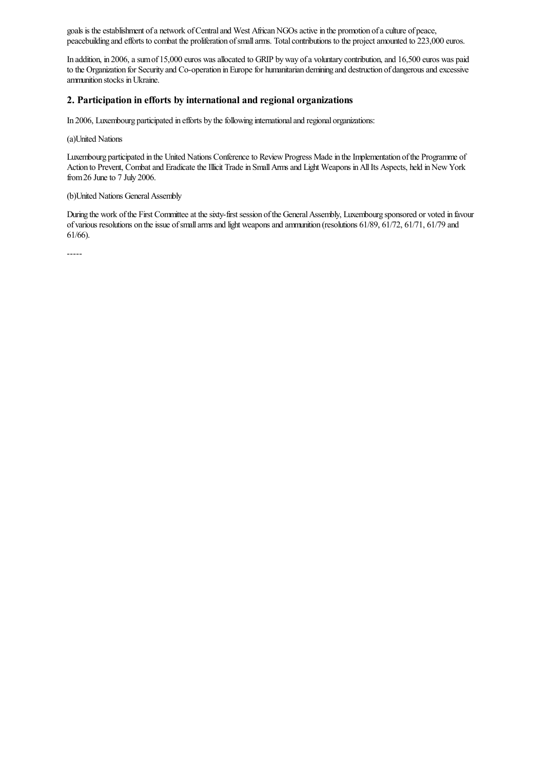goals is the establishment of a network of Central and West African NGOs active in the promotion of a culture of peace, peacebuilding and efforts to combat the proliferation of small arms. Total contributions to the project amounted to 223,000 euros.

In addition, in 2006, a sum of 15,000 euros was allocated to GRIP by way of a voluntary contribution, and 16,500 euros was paid to the Organization for Security and Co-operation in Europe for humanitarian demining and destruction of dangerous and excessive ammunition stocks in Ukraine.

## 2. Participation in efforts by international and regional organizations

In 2006, Luxembourg participated in efforts by the following international and regional organizations:

(a)United Nations

Luxembourg participated in the United Nations Conference to Review Progress Made in the Implementation of the Programme of Action to Prevent, Combat and Eradicate the Illicit Trade in Small Arms and Light Weapons in All Its Aspects, held in New York from 26 June to 7 July 2006.

(b)United Nations General Assembly

During the work of the First Committee at the sixty-first session of the General Assembly, Luxembourg sponsored or voted in favour of various resolutions on the issue of small arms and light weapons and ammunition (resolutions 61/89, 61/72, 61/71, 61/79 and 61/66).

-----